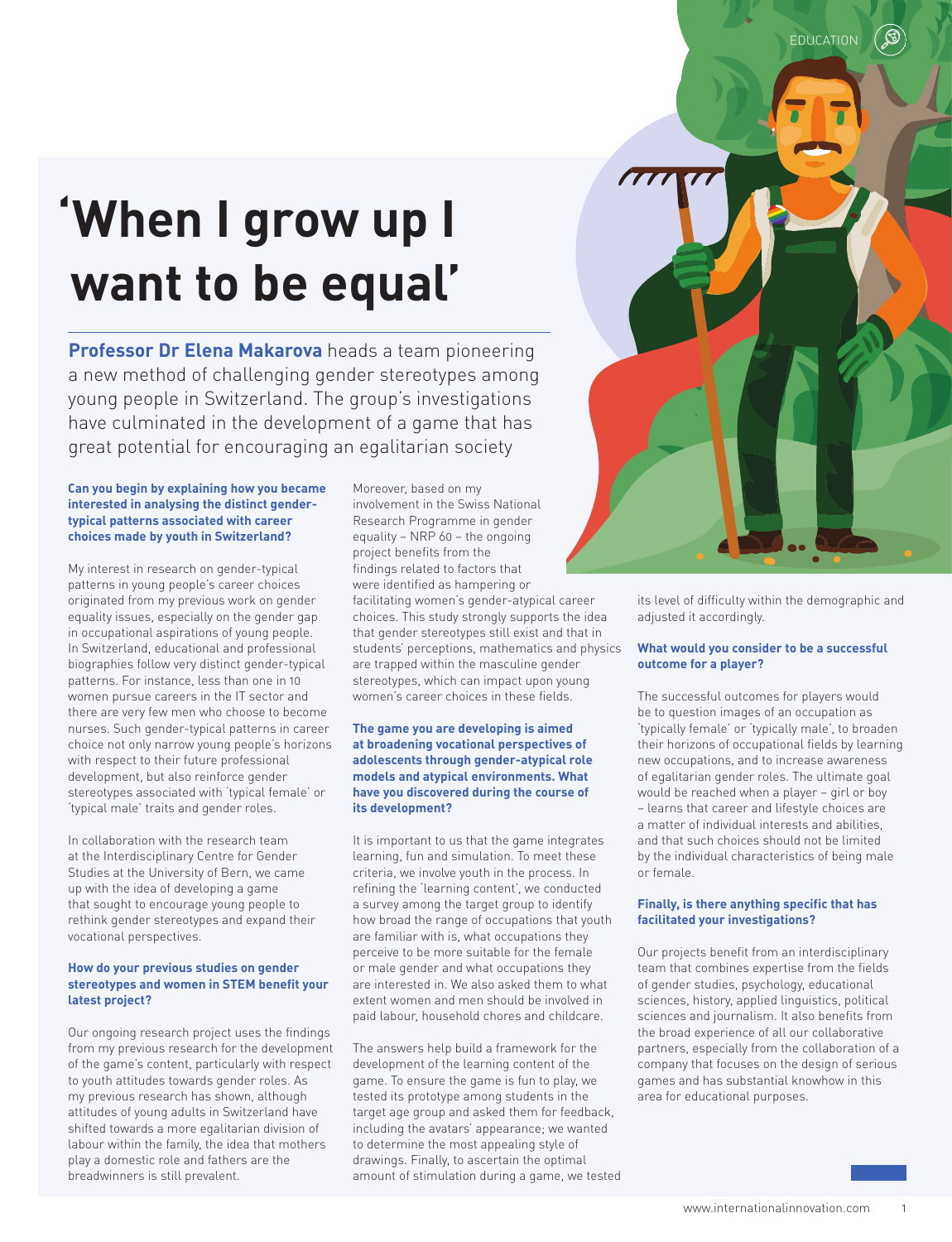# 'When I grow up I want to be equal'

**Professor Dr Elena Makarova** heads a team pioneering a new method of challenging gender stereotypes among young people in Switzerland. The group's investigations have culminated in the development of a game that has great potential for encouraging an egalitarian society

**Can you begin by explaining how you became interested in analysing the distinct gender-typical patterns associated with career choices made by youth in Switzerland?**

My interest in research on gender-typical patterns in young people's career choices originated from my previous work on gender equality issues, especially on the gender gap in occupational aspirations of young people. In Switzerland, educational and professional biographies follow very distinct gender-typical patterns. For instance, less than one in 10 women pursue careers in the IT sector and there are very few men who choose to become nurses. Such gender-typical patterns in career choice not only narrow young people's horizons with respect to their future professional development, but also reinforce gender stereotypes associated with 'typical female' or 'typical male' traits and gender roles.

In collaboration with the research team at the Interdisciplinary Centre for Gender Studies at the University of Bern, we came up with the idea of developing a game that sought to encourage young people to rethink gender stereotypes and expand their vocational perspectives.

**How do your previous studies on gender stereotypes and women in STEM benefit your latest project?**

Our ongoing research project uses the findings from my previous research for the development of the game's content, particularly with respect to youth attitudes towards gender roles. As my previous research has shown, although attitudes of young adults in Switzerland have shifted towards a more egalitarian division of labour within the family, the idea that mothers play a domestic role and fathers are the breadwinners is still prevalent.

Moreover, based on my involvement in the Swiss National Research Programme in gender equality – NRP 60 – the ongoing project benefits from the findings related to factors that were identified as hampering or facilitating women's gender-atypical career choices. This study strongly supports the idea that gender stereotypes still exist and that in students' perceptions, mathematics and physics are trapped within the masculine gender stereotypes, which can impact upon young women's career choices in these fields.

**The game you are developing is aimed at broadening vocational perspectives of adolescents through gender-atypical role models and atypical environments. What have you discovered during the course of its development?**

It is important to us that the game integrates learning, fun and simulation. To meet these criteria, we involve youth in the process. In refining the 'learning content', we conducted a survey among the target group to identify how broad the range of occupations that youth are familiar with is, what occupations they perceive to be more suitable for the female or male gender and what occupations they are interested in. We also asked them to what extent women and men should be involved in paid labour, household chores and childcare.

The answers help build a framework for the development of the learning content of the game. To ensure the game is fun to play, we tested its prototype among students in the target age group and asked them for feedback, including the avatars' appearance; we wanted to determine the most appealing style of drawings. Finally, to ascertain the optimal amount of stimulation during a game, we tested its level of difficulty within the demographic and adjusted it accordingly.

**What would you consider to be a successful outcome for a player?**

The successful outcomes for players would be to question images of an occupation as 'typically female' or 'typically male', to broaden their horizons of occupational fields by learning new occupations, and to increase awareness of egalitarian gender roles. The ultimate goal would be reached when a player – girl or boy – learns that career and lifestyle choices are a matter of individual interests and abilities, and that such choices should not be limited by the individual characteristics of being male or female.

**Finally, is there anything specific that has facilitated your investigations?**

Our projects benefit from an interdisciplinary team that combines expertise from the fields of gender studies, psychology, educational sciences, history, applied linguistics, political sciences and journalism. It also benefits from the broad experience of all our collaborative partners, especially from the collaboration of a company that focuses on the design of serious games and has substantial knowhow in this area for educational purposes.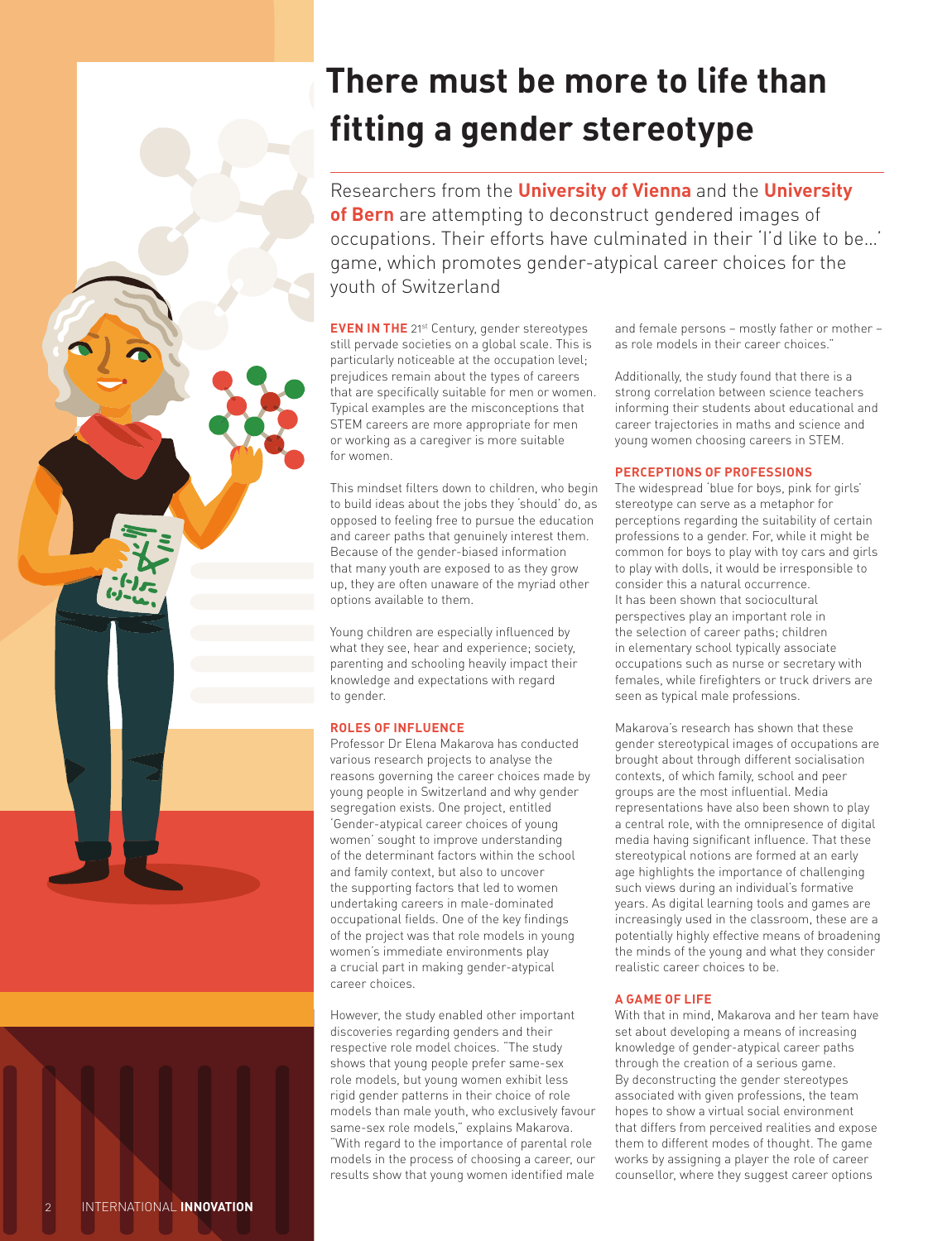# There must be more to life than fitting a gender stereotype

Researchers from the **University of Vienna** and the **University of Bern** are attempting to deconstruct gendered images of occupations. Their efforts have culminated in their 'I'd like to be…' game, which promotes gender-atypical career choices for the youth of Switzerland

**EVEN IN THE** 21st Century, gender stereotypes still pervade societies on a global scale. This is particularly noticeable at the occupation level; prejudices remain about the types of careers that are specifically suitable for men or women. Typical examples are the misconceptions that STEM careers are more appropriate for men or working as a caregiver is more suitable for women.

This mindset filters down to children, who begin to build ideas about the jobs they 'should' do, as opposed to feeling free to pursue the education and career paths that genuinely interest them. Because of the gender-biased information that many youth are exposed to as they grow up, they are often unaware of the myriad other options available to them.

Young children are especially influenced by what they see, hear and experience; society, parenting and schooling heavily impact their knowledge and expectations with regard to gender.

### ROLES OF INFLUENCE

Professor Dr Elena Makarova has conducted various research projects to analyse the reasons governing the career choices made by young people in Switzerland and why gender segregation exists. One project, entitled 'Gender-atypical career choices of young women' sought to improve understanding of the determinant factors within the school and family context, but also to uncover the supporting factors that led to women undertaking careers in male-dominated occupational fields. One of the key findings of the project was that role models in young women's immediate environments play a crucial part in making gender-atypical career choices.

However, the study enabled other important discoveries regarding genders and their respective role model choices. "The study shows that young people prefer same-sex role models, but young women exhibit less rigid gender patterns in their choice of role models than male youth, who exclusively favour same-sex role models," explains Makarova. "With regard to the importance of parental role models in the process of choosing a career, our results show that young women identified male and female persons – mostly father or mother – as role models in their career choices."

Additionally, the study found that there is a strong correlation between science teachers informing their students about educational and career trajectories in maths and science and young women choosing careers in STEM.

### PERCEPTIONS OF PROFESSIONS

The widespread 'blue for boys, pink for girls' stereotype can serve as a metaphor for perceptions regarding the suitability of certain professions to a gender. For, while it might be common for boys to play with toy cars and girls to play with dolls, it would be irresponsible to consider this a natural occurrence. It has been shown that sociocultural perspectives play an important role in the selection of career paths; children in elementary school typically associate occupations such as nurse or secretary with females, while firefighters or truck drivers are seen as typical male professions.

Makarova's research has shown that these gender stereotypical images of occupations are brought about through different socialisation contexts, of which family, school and peer groups are the most influential. Media representations have also been shown to play a central role, with the omnipresence of digital media having significant influence. That these stereotypical notions are formed at an early age highlights the importance of challenging such views during an individual's formative years. As digital learning tools and games are increasingly used in the classroom, these are a potentially highly effective means of broadening the minds of the young and what they consider realistic career choices to be.

### A GAME OF LIFE

With that in mind, Makarova and her team have set about developing a means of increasing knowledge of gender-atypical career paths through the creation of a serious game. By deconstructing the gender stereotypes associated with given professions, the team hopes to show a virtual social environment that differs from perceived realities and expose them to different modes of thought. The game works by assigning a player the role of career counsellor, where they suggest career options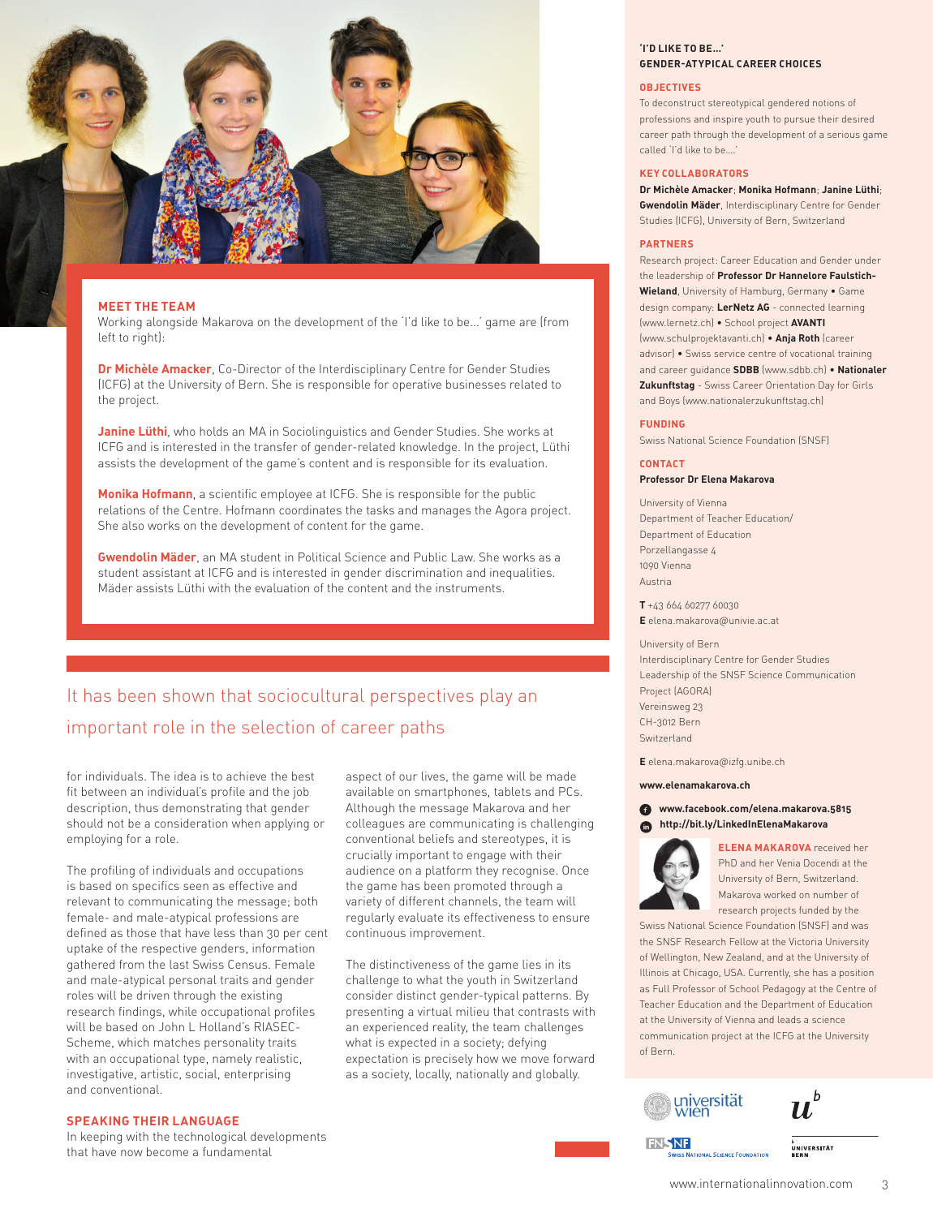## MEET THE TEAM

Working alongside Makarova on the development of the 'I'd like to be...' game are (from left to right):

**Dr Michèle Amacker**, Co-Director of the Interdisciplinary Centre for Gender Studies (ICFG) at the University of Bern. She is responsible for operative businesses related to the project.

**Janine Lüthi**, who holds an MA in Sociolinguistics and Gender Studies. She works at ICFG and is interested in the transfer of gender-related knowledge. In the project, Lüthi assists the development of the game's content and is responsible for its evaluation.

**Monika Hofmann**, a scientific employee at ICFG. She is responsible for the public relations of the Centre. Hofmann coordinates the tasks and manages the Agora project. She also works on the development of content for the game.

**Gwendolin Mäder**, an MA student in Political Science and Public Law. She works as a student assistant at ICFG and is interested in gender discrimination and inequalities. Mäder assists Lüthi with the evaluation of the content and the instruments.

> It has been shown that sociocultural perspectives play an important role in the selection of career paths

for individuals. The idea is to achieve the best fit between an individual's profile and the job description, thus demonstrating that gender should not be a consideration when applying or employing for a role.

The profiling of individuals and occupations is based on specifics seen as effective and relevant to communicating the message; both female- and male-atypical professions are defined as those that have less than 30 per cent uptake of the respective genders, information gathered from the last Swiss Census. Female and male-atypical personal traits and gender roles will be driven through the existing research findings, while occupational profiles will be based on John L Holland's RIASEC-Scheme, which matches personality traits with an occupational type, namely realistic, investigative, artistic, social, enterprising and conventional.

## SPEAKING THEIR LANGUAGE

In keeping with the technological developments that have now become a fundamental aspect of our lives, the game will be made available on smartphones, tablets and PCs. Although the message Makarova and her colleagues are communicating is challenging conventional beliefs and stereotypes, it is crucially important to engage with their audience on a platform they recognise. Once the game has been promoted through a variety of different channels, the team will regularly evaluate its effectiveness to ensure continuous improvement.

The distinctiveness of the game lies in its challenge to what the youth in Switzerland consider distinct gender-typical patterns. By presenting a virtual milieu that contrasts with an experienced reality, the team challenges what is expected in a society; defying expectation is precisely how we move forward as a society, locally, nationally and globally.

---

**'I'D LIKE TO BE...'**
**GENDER-ATYPICAL CAREER CHOICES**

### OBJECTIVES

To deconstruct stereotypical gendered notions of professions and inspire youth to pursue their desired career path through the development of a serious game called 'I'd like to be....'

### KEY COLLABORATORS

**Dr Michèle Amacker**; **Monika Hofmann**; **Janine Lüthi**; **Gwendolin Mäder**, Interdisciplinary Centre for Gender Studies (ICFG), University of Bern, Switzerland

### PARTNERS

Research project: Career Education and Gender under the leadership of **Professor Dr Hannelore Faulstich-Wieland**, University of Hamburg, Germany • Game design company: **LerNetz AG** - connected learning (www.lernetz.ch) • School project **AVANTI** (www.schulprojektavanti.ch) • **Anja Roth** (career advisor) • Swiss service centre of vocational training and career guidance **SDBB** (www.sdbb.ch) • **Nationaler Zukunftstag** - Swiss Career Orientation Day for Girls and Boys (www.nationalerzukunftstag.ch)

### FUNDING

Swiss National Science Foundation (SNSF)

### CONTACT

**Professor Dr Elena Makarova**

University of Vienna
Department of Teacher Education/
Department of Education
Porzellangasse 4
1090 Vienna
Austria

**T** +43 664 60277 60030
**E** elena.makarova@univie.ac.at

University of Bern
Interdisciplinary Centre for Gender Studies
Leadership of the SNSF Science Communication Project (AGORA)
Vereinsweg 23
CH-3012 Bern
Switzerland

**E** elena.makarova@izfg.unibe.ch

**www.elenamakarova.ch**

**www.facebook.com/elena.makarova.5815**
**http://bit.ly/LinkedInElenaMakarova**

**ELENA MAKAROVA** received her PhD and her Venia Docendi at the University of Bern, Switzerland. Makarova worked on number of research projects funded by the Swiss National Science Foundation (SNSF) and was the SNSF Research Fellow at the Victoria University of Wellington, New Zealand, and at the University of Illinois at Chicago, USA. Currently, she has a position as Full Professor of School Pedagogy at the Centre of Teacher Education and the Department of Education at the University of Vienna and leads a science communication project at the ICFG at the University of Bern.